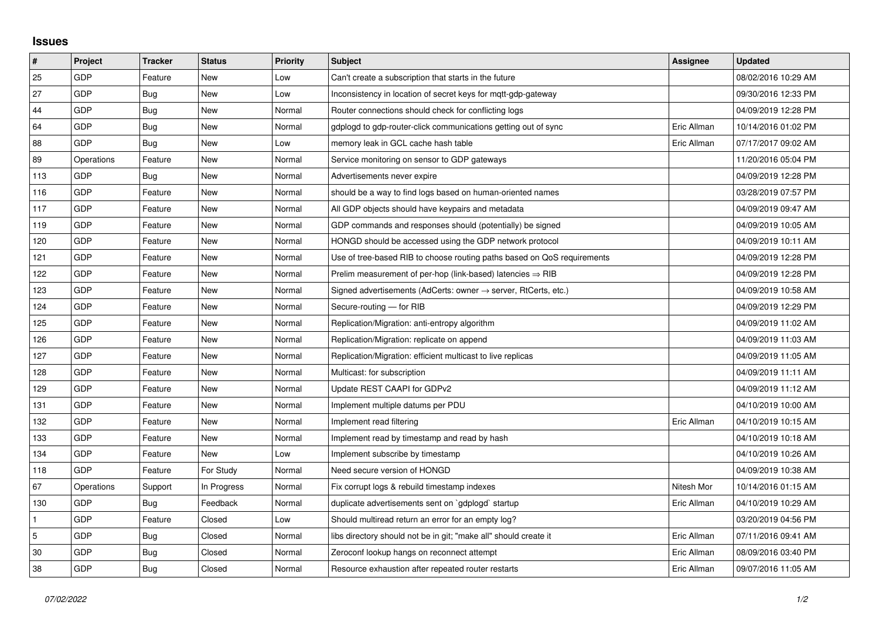## Issues

| # | Project | Tracker | Status | Priority | Subject | Assignee | Updated |
|---|---|---|---|---|---|---|---|
| 25 | GDP | Feature | New | Low | Can't create a subscription that starts in the future | | 08/02/2016 10:29 AM |
| 27 | GDP | Bug | New | Low | Inconsistency in location of secret keys for mqtt-gdp-gateway | | 09/30/2016 12:33 PM |
| 44 | GDP | Bug | New | Normal | Router connections should check for conflicting logs | | 04/09/2019 12:28 PM |
| 64 | GDP | Bug | New | Normal | gdplogd to gdp-router-click communications getting out of sync | Eric Allman | 10/14/2016 01:02 PM |
| 88 | GDP | Bug | New | Low | memory leak in GCL cache hash table | Eric Allman | 07/17/2017 09:02 AM |
| 89 | Operations | Feature | New | Normal | Service monitoring on sensor to GDP gateways | | 11/20/2016 05:04 PM |
| 113 | GDP | Bug | New | Normal | Advertisements never expire | | 04/09/2019 12:28 PM |
| 116 | GDP | Feature | New | Normal | should be a way to find logs based on human-oriented names | | 03/28/2019 07:57 PM |
| 117 | GDP | Feature | New | Normal | All GDP objects should have keypairs and metadata | | 04/09/2019 09:47 AM |
| 119 | GDP | Feature | New | Normal | GDP commands and responses should (potentially) be signed | | 04/09/2019 10:05 AM |
| 120 | GDP | Feature | New | Normal | HONGD should be accessed using the GDP network protocol | | 04/09/2019 10:11 AM |
| 121 | GDP | Feature | New | Normal | Use of tree-based RIB to choose routing paths based on QoS requirements | | 04/09/2019 12:28 PM |
| 122 | GDP | Feature | New | Normal | Prelim measurement of per-hop (link-based) latencies ⇒ RIB | | 04/09/2019 12:28 PM |
| 123 | GDP | Feature | New | Normal | Signed advertisements (AdCerts: owner → server, RtCerts, etc.) | | 04/09/2019 10:58 AM |
| 124 | GDP | Feature | New | Normal | Secure-routing — for RIB | | 04/09/2019 12:29 PM |
| 125 | GDP | Feature | New | Normal | Replication/Migration: anti-entropy algorithm | | 04/09/2019 11:02 AM |
| 126 | GDP | Feature | New | Normal | Replication/Migration: replicate on append | | 04/09/2019 11:03 AM |
| 127 | GDP | Feature | New | Normal | Replication/Migration: efficient multicast to live replicas | | 04/09/2019 11:05 AM |
| 128 | GDP | Feature | New | Normal | Multicast: for subscription | | 04/09/2019 11:11 AM |
| 129 | GDP | Feature | New | Normal | Update REST CAAPI for GDPv2 | | 04/09/2019 11:12 AM |
| 131 | GDP | Feature | New | Normal | Implement multiple datums per PDU | | 04/10/2019 10:00 AM |
| 132 | GDP | Feature | New | Normal | Implement read filtering | Eric Allman | 04/10/2019 10:15 AM |
| 133 | GDP | Feature | New | Normal | Implement read by timestamp and read by hash | | 04/10/2019 10:18 AM |
| 134 | GDP | Feature | New | Low | Implement subscribe by timestamp | | 04/10/2019 10:26 AM |
| 118 | GDP | Feature | For Study | Normal | Need secure version of HONGD | | 04/09/2019 10:38 AM |
| 67 | Operations | Support | In Progress | Normal | Fix corrupt logs & rebuild timestamp indexes | Nitesh Mor | 10/14/2016 01:15 AM |
| 130 | GDP | Bug | Feedback | Normal | duplicate advertisements sent on `gdplogd` startup | Eric Allman | 04/10/2019 10:29 AM |
| 1 | GDP | Feature | Closed | Low | Should multiread return an error for an empty log? | | 03/20/2019 04:56 PM |
| 5 | GDP | Bug | Closed | Normal | libs directory should not be in git; "make all" should create it | Eric Allman | 07/11/2016 09:41 AM |
| 30 | GDP | Bug | Closed | Normal | Zeroconf lookup hangs on reconnect attempt | Eric Allman | 08/09/2016 03:40 PM |
| 38 | GDP | Bug | Closed | Normal | Resource exhaustion after repeated router restarts | Eric Allman | 09/07/2016 11:05 AM |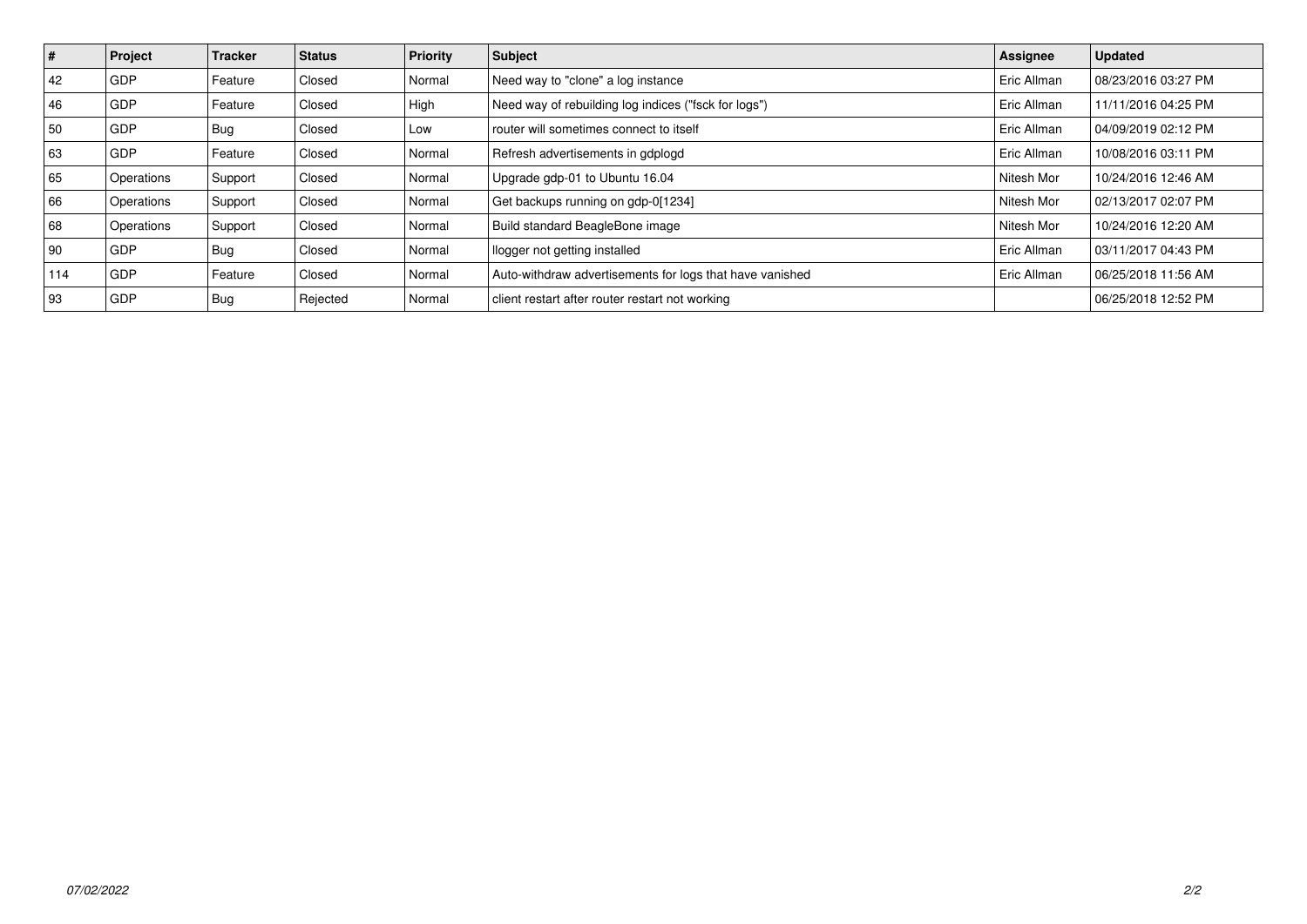| # | Project | Tracker | Status | Priority | Subject | Assignee | Updated |
|---|---|---|---|---|---|---|---|
| 42 | GDP | Feature | Closed | Normal | Need way to "clone" a log instance | Eric Allman | 08/23/2016 03:27 PM |
| 46 | GDP | Feature | Closed | High | Need way of rebuilding log indices ("fsck for logs") | Eric Allman | 11/11/2016 04:25 PM |
| 50 | GDP | Bug | Closed | Low | router will sometimes connect to itself | Eric Allman | 04/09/2019 02:12 PM |
| 63 | GDP | Feature | Closed | Normal | Refresh advertisements in gdplogd | Eric Allman | 10/08/2016 03:11 PM |
| 65 | Operations | Support | Closed | Normal | Upgrade gdp-01 to Ubuntu 16.04 | Nitesh Mor | 10/24/2016 12:46 AM |
| 66 | Operations | Support | Closed | Normal | Get backups running on gdp-0[1234] | Nitesh Mor | 02/13/2017 02:07 PM |
| 68 | Operations | Support | Closed | Normal | Build standard BeagleBone image | Nitesh Mor | 10/24/2016 12:20 AM |
| 90 | GDP | Bug | Closed | Normal | llogger not getting installed | Eric Allman | 03/11/2017 04:43 PM |
| 114 | GDP | Feature | Closed | Normal | Auto-withdraw advertisements for logs that have vanished | Eric Allman | 06/25/2018 11:56 AM |
| 93 | GDP | Bug | Rejected | Normal | client restart after router restart not working | | 06/25/2018 12:52 PM |

*07/02/2022*